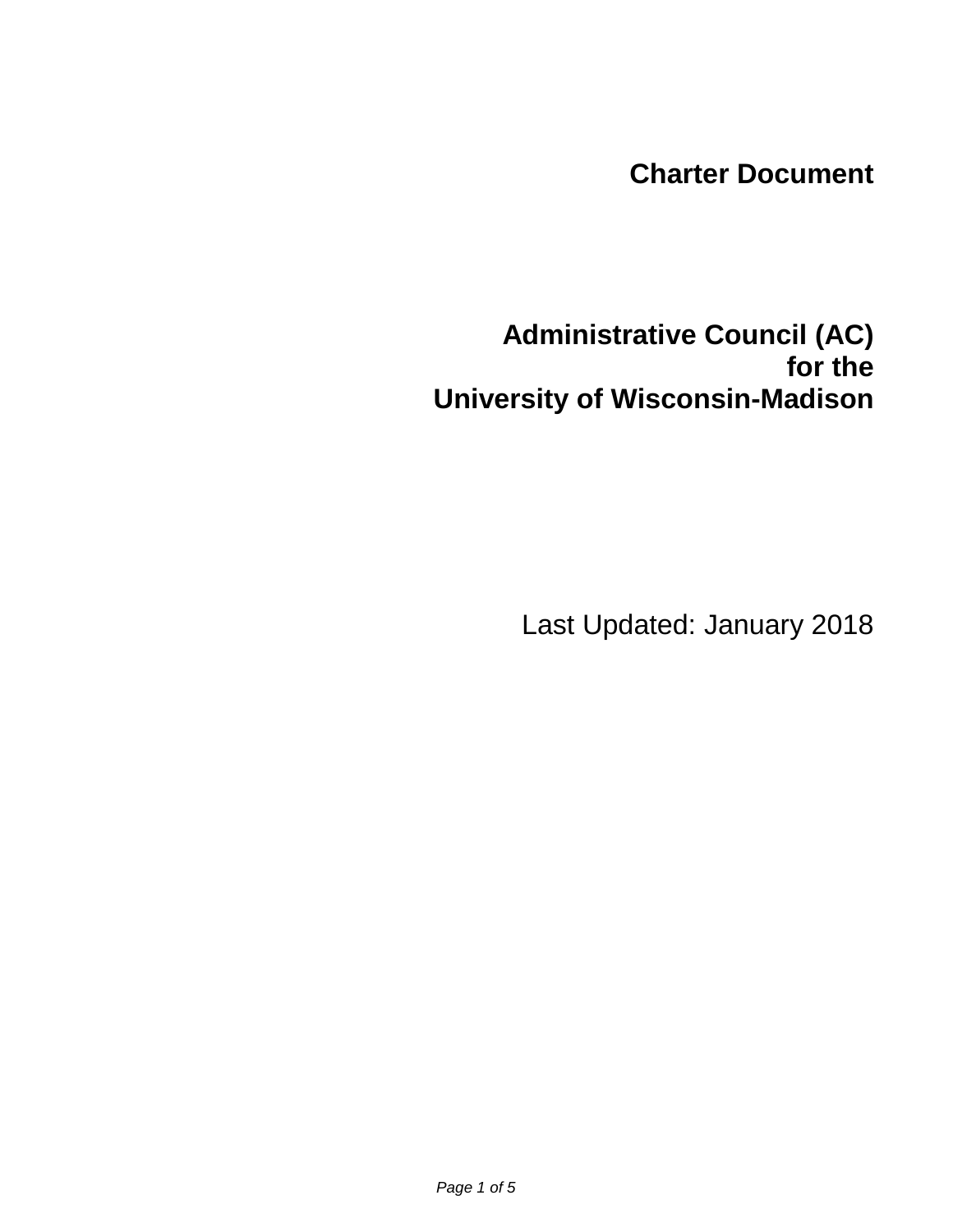# Charter Document

## Administrative Council (AC)
## for the
## University of Wisconsin-Madison

Last Updated: January 2018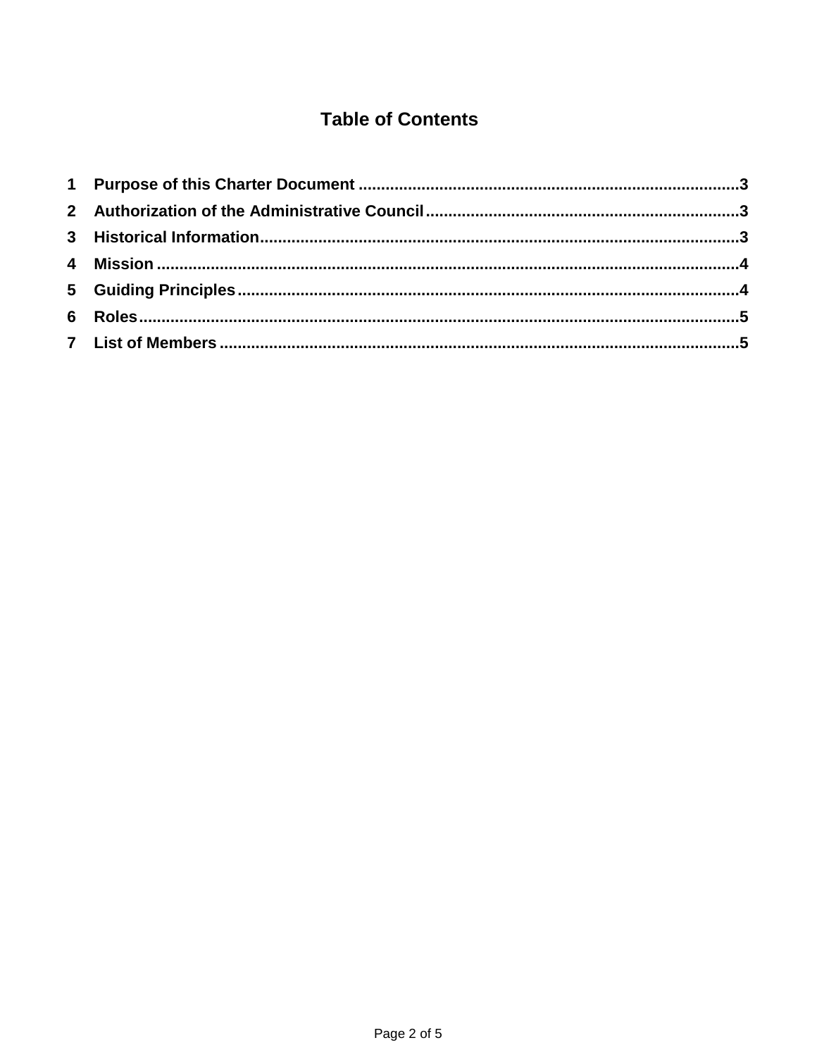# Table of Contents

1 **Purpose of this Charter Document** .......... 3
2 **Authorization of the Administrative Council** .......... 3
3 **Historical Information** .......... 3
4 **Mission** .......... 4
5 **Guiding Principles** .......... 4
6 **Roles** .......... 5
7 **List of Members** .......... 5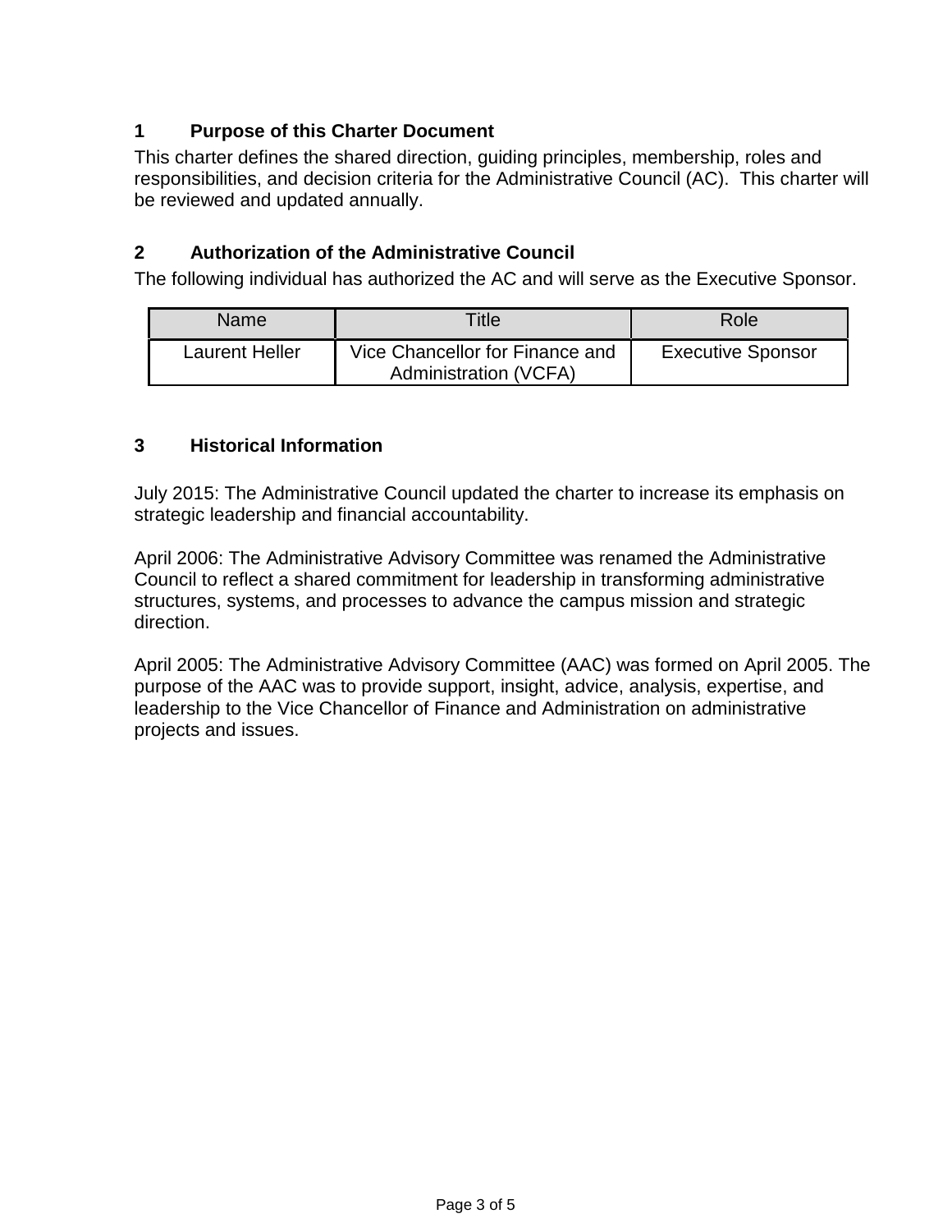## 1 Purpose of this Charter Document

This charter defines the shared direction, guiding principles, membership, roles and responsibilities, and decision criteria for the Administrative Council (AC). This charter will be reviewed and updated annually.

## 2 Authorization of the Administrative Council

The following individual has authorized the AC and will serve as the Executive Sponsor.

| Name | Title | Role |
| --- | --- | --- |
| Laurent Heller | Vice Chancellor for Finance and Administration (VCFA) | Executive Sponsor |

## 3 Historical Information

July 2015: The Administrative Council updated the charter to increase its emphasis on strategic leadership and financial accountability.

April 2006: The Administrative Advisory Committee was renamed the Administrative Council to reflect a shared commitment for leadership in transforming administrative structures, systems, and processes to advance the campus mission and strategic direction.

April 2005: The Administrative Advisory Committee (AAC) was formed on April 2005. The purpose of the AAC was to provide support, insight, advice, analysis, expertise, and leadership to the Vice Chancellor of Finance and Administration on administrative projects and issues.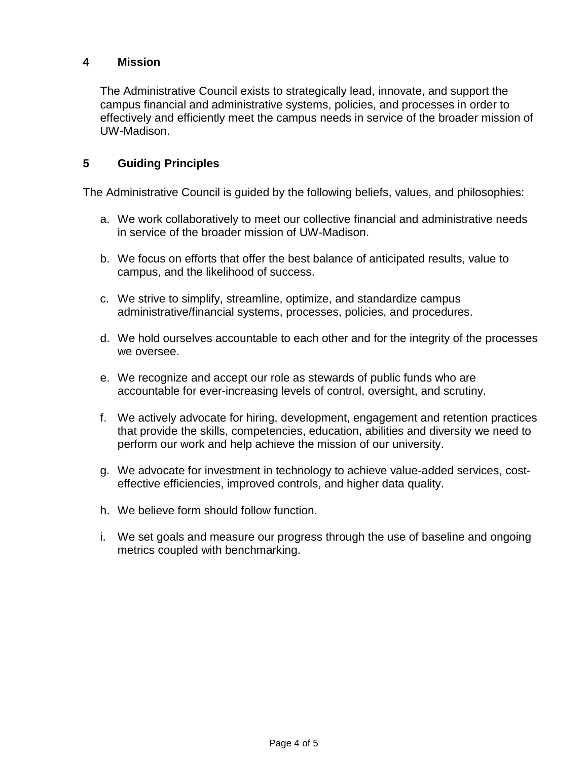## 4 Mission

The Administrative Council exists to strategically lead, innovate, and support the campus financial and administrative systems, policies, and processes in order to effectively and efficiently meet the campus needs in service of the broader mission of UW-Madison.

## 5 Guiding Principles

The Administrative Council is guided by the following beliefs, values, and philosophies:

a. We work collaboratively to meet our collective financial and administrative needs in service of the broader mission of UW-Madison.

b. We focus on efforts that offer the best balance of anticipated results, value to campus, and the likelihood of success.

c. We strive to simplify, streamline, optimize, and standardize campus administrative/financial systems, processes, policies, and procedures.

d. We hold ourselves accountable to each other and for the integrity of the processes we oversee.

e. We recognize and accept our role as stewards of public funds who are accountable for ever-increasing levels of control, oversight, and scrutiny.

f. We actively advocate for hiring, development, engagement and retention practices that provide the skills, competencies, education, abilities and diversity we need to perform our work and help achieve the mission of our university.

g. We advocate for investment in technology to achieve value-added services, cost-effective efficiencies, improved controls, and higher data quality.

h. We believe form should follow function.

i. We set goals and measure our progress through the use of baseline and ongoing metrics coupled with benchmarking.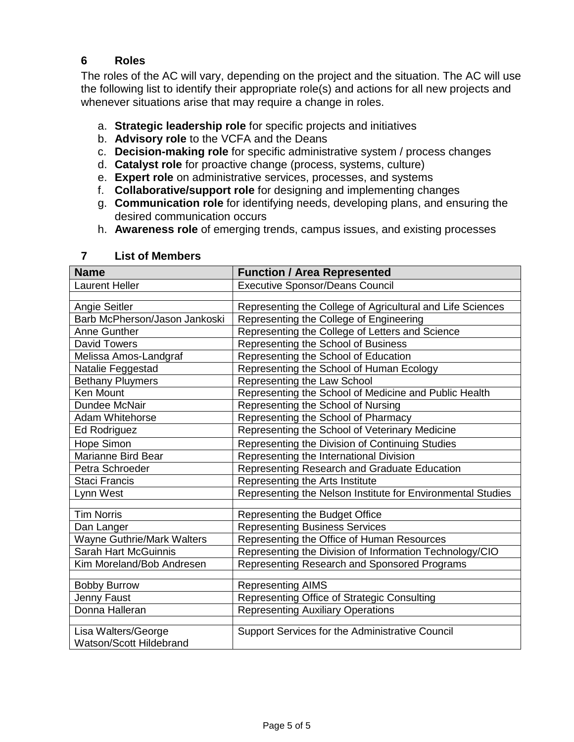## 6 Roles

The roles of the AC will vary, depending on the project and the situation. The AC will use the following list to identify their appropriate role(s) and actions for all new projects and whenever situations arise that may require a change in roles.

a. **Strategic leadership role** for specific projects and initiatives
b. **Advisory role** to the VCFA and the Deans
c. **Decision-making role** for specific administrative system / process changes
d. **Catalyst role** for proactive change (process, systems, culture)
e. **Expert role** on administrative services, processes, and systems
f. **Collaborative/support role** for designing and implementing changes
g. **Communication role** for identifying needs, developing plans, and ensuring the desired communication occurs
h. **Awareness role** of emerging trends, campus issues, and existing processes

## 7 List of Members

| Name | Function / Area Represented |
|---|---|
| Laurent Heller | Executive Sponsor/Deans Council |
| | |
| Angie Seitler | Representing the College of Agricultural and Life Sciences |
| Barb McPherson/Jason Jankoski | Representing the College of Engineering |
| Anne Gunther | Representing the College of Letters and Science |
| David Towers | Representing the School of Business |
| Melissa Amos-Landgraf | Representing the School of Education |
| Natalie Feggestad | Representing the School of Human Ecology |
| Bethany Pluymers | Representing the Law School |
| Ken Mount | Representing the School of Medicine and Public Health |
| Dundee McNair | Representing the School of Nursing |
| Adam Whitehorse | Representing the School of Pharmacy |
| Ed Rodriguez | Representing the School of Veterinary Medicine |
| Hope Simon | Representing the Division of Continuing Studies |
| Marianne Bird Bear | Representing the International Division |
| Petra Schroeder | Representing Research and Graduate Education |
| Staci Francis | Representing the Arts Institute |
| Lynn West | Representing the Nelson Institute for Environmental Studies |
| | |
| Tim Norris | Representing the Budget Office |
| Dan Langer | Representing Business Services |
| Wayne Guthrie/Mark Walters | Representing the Office of Human Resources |
| Sarah Hart McGuinnis | Representing the Division of Information Technology/CIO |
| Kim Moreland/Bob Andresen | Representing Research and Sponsored Programs |
| | |
| Bobby Burrow | Representing AIMS |
| Jenny Faust | Representing Office of Strategic Consulting |
| Donna Halleran | Representing Auxiliary Operations |
| | |
| Lisa Walters/George Watson/Scott Hildebrand | Support Services for the Administrative Council |